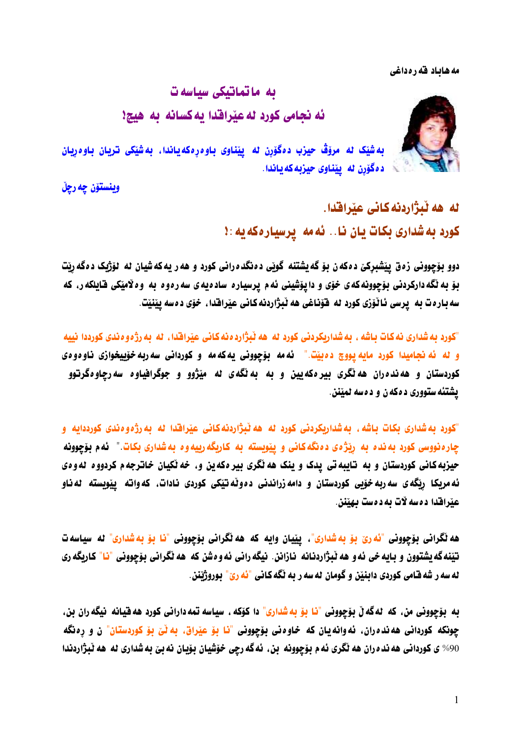مەهاباد قەرەداغی

# بەماتماتیکی سیاسەت

## ئەنجامی کورد لەعێراقدا یەکسانە بە هیچ!

بەشێک لە مرۆڤ حیزب دەگۆڕن لە پێناوی باوەڕەکەیاندا، بەشێکی تریان باوەڕیان دەگۆڕن لە پێناوی حیزبەکەیاندا.

وینستۆن چەرچڵ

## لە هەڵبژاردنەکانی عێراقدا.

## کورد بەشداری بکات یان نا.. ئەمە پرسیارەکەیە:!

دوو بۆچوونی زەق پێشبڕکێ دەکەن بۆ گەیشتنە گوێی دەنگدەرانی کورد و هەر یەکەشیان لە لۆژیک دەگەڕێت بۆ بەڵگەدارکردنی بۆچوونەکەی خۆی و داپۆشینی ئەم پرسیارە سادەیەی سەرەوە بە وەڵامێکی قایلکەر، کە سەبارەت بە پرسی ئاڵۆزی کورد لە قۆناغی هەڵبژاردنەکانی عێراقدا، خۆی دەسەپێنێت.

"کورد بەشداری نەکات باشە، بەشداریکردنی کورد لە هەڵبژاردەنەکانی عێراقدا، لە بەرژەوەندی کورددا نییە و لە ئەنجامیدا کورد مایەپووچ دەبێت." ئەمە بۆچوونی یەکەمە و کوردانی سەربەخۆییخوازی ناوەوەی کوردستان و هەندەران هەڵگری بیرەکەیین و بە بەڵگەی لە مێژوو و جوگرافیاوە سەرچاوەگرتوو پشتنە ستووری دەکەن و دەسەلمێنن.

"کورد بەشداری بکات باشە، بەشداریکردنی کورد لە هەڵبژاردنەکانی عێراقدا لە بەرژەوەندی کورددایە و چارەنووسی کورد بەندە بە ڕێژەی دەنگەکانی و پێویستە بە کاریگەرییەوە بەشداری بکات." ئەم بۆچوونە حیزبەکانی کوردستان و بە تایبەتی پدک و ینک هەڵگری بیرەکەین و، خەڵکیان خاترجەم کردووە لەوەی ئەمریکا ڕێگەی سەربەخۆیی کوردستان و دامەزراندنی دەوڵەتێکی کوردی نادات، کەواتە پێویستە لەناو عێراقدا دەسەڵات بەدەست بهێنین.

هەڵگرانی بۆچوونی "ئەرێ بۆ بەشداری"، پێیان وایە کە هەڵگرانی بۆچوونی "نا بۆ بەشداری" لە سیاسەت تێنەگەیشتوون و بایەخی ئەوەهەڵبژاردنانە نازانن. نیگەرانی ئەوەشن کە هەڵگرانی بۆچوونی "نا" کاریگەری لەسەر شەقامی کوردی دابنێن و گومان لەسەر بەڵگەکانی "ئەرێ" بورووژێنن.

بە بۆچوونی من، کە لەگەڵ بۆچوونی "نا بۆ بەشداری" دا کۆکە، سیاسەتمەدارانی کورد هەقیانە نیگەران بن، چونکە کوردانی هەندەران، ئەوانەیان کە خاوەنی بۆچوونی "نا بۆ عێراق، بەڵێ بۆ کوردستان" ن و ڕەنگە 90% ی کوردانی هەندەران هەڵگری ئەم بۆچوونە بن، ئەگەرچی خۆشیان بۆیان نەبێ بەشداری لە هەڵبژاردندا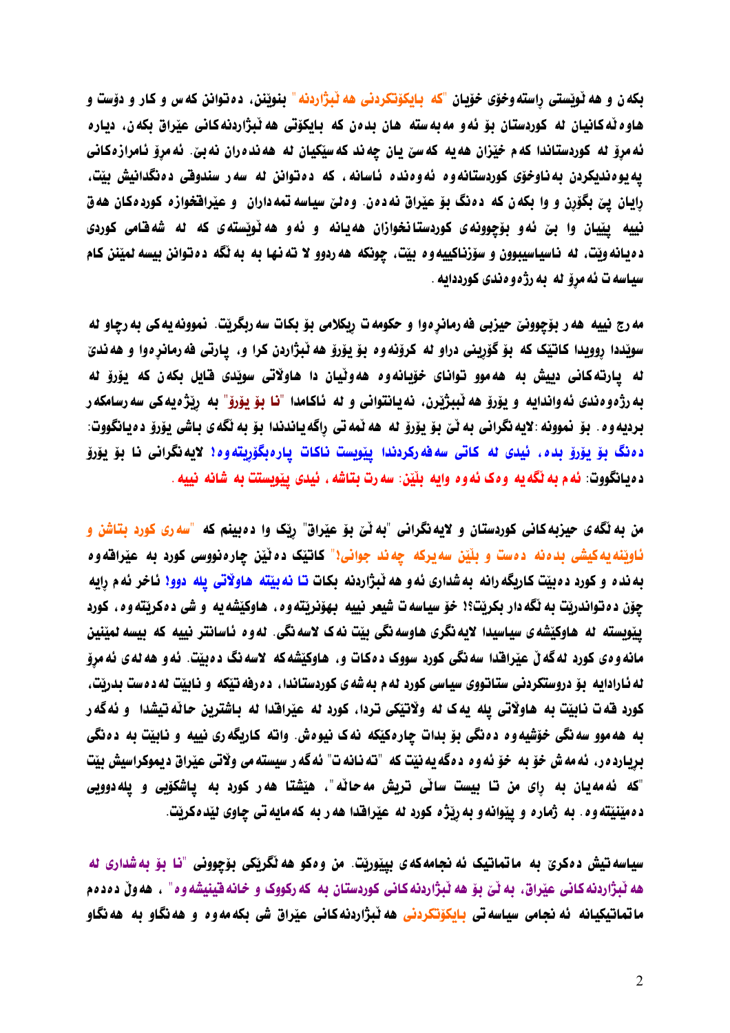بکەن و هەڵوێستی ڕاستەوخۆی خۆیان "کە بایکۆتکردنی هەڵبژاردنە" بنوێنن، دەتوانن کەس و کار و دۆست و هاوەڵەکانیان لە کوردستان بۆ ئەو مەبەستە هان بدەن کە بایکۆتی هەڵبژاردنەکانی عێراق بکەن، دیارە ئەمڕۆ لە کوردستاندا کەم خێزان هەیە کەسێ یان چەند کەسێکیان لە هەندەران نەبێ. ئەمڕۆ ئامرازەکانی پەیوەندیکردن بەناوخۆی کوردستانەوە ئەوەندە ئاسانە، کە دەتوانن لە سەر سندوقی دەنگدانیش بێت، ڕایان پێ بگۆڕن و وا بکەن کە دەنگ بۆ عێراق نەدەن. وەلێ سیاسەتمەداران و عێراقخوازە کوردەکان هەق نییە پێیان وا بێ ئەو بۆچوونەی کوردستانخوازان هەیانە و ئەو هەڵوێستەی کە لە شەقامی کوردی دەیانەوێت، لە ناسیاسیبوون و سۆزناکییەوە بێت، چونکە هەردوو لا تەنها بە بەڵگە دەتوانن بیسەلمێنن کام سیاسەت ئەمڕۆ لە بەرژەوەندی کورددایە.

مەرج نییە هەر بۆچوونێ حیزبی فەرمانڕەوا و حکومەت ڕیکلامی بۆ بکات سەربگرێت. نموونەیەکی بەرچاو لە سوێددا ڕوویدا کاتێک کە بۆ گۆڕینی دراو لە کرۆنەوە بۆ یۆرۆ هەڵبژاردن کرا و، پارتی فەرمانڕەوا و هەندێ لە پارتەکانی دییش بە هەموو توانای خۆیانەوە هەوڵیان دا هاوڵاتی سوێدی قایل بکەن کە یۆرۆ لە بەرژەوەندی ئەواندایە و یۆرۆ هەڵبژێرن، نەیانتوانی و لە ئاکامدا "نا بۆ یۆرۆ" بە ڕێژەیەکی سەرسامکەر بردیەوە. بۆ نموونە: لایەنگرانی بەڵێ بۆ یۆرۆ لە هەڵمەتی ڕاگەیاندندا بۆ بەڵگەی باشی یۆرۆ دەیانگووت: دەنگ بۆ یۆرۆ بدە، ئیدی لە کاتی سەفەرکردندا پێویست ناکات پارەبگۆڕیتەوە! لایەنگرانی نا بۆ یۆرۆ دەیانگووت: ئەم بەڵگەیە وەک ئەوە وایە بڵێن: سەرت بتاشە، ئیدی پێویستت بە شانە نییە.

من بەڵگەی حیزبەکانی کوردستان و لایەنگرانی "بەڵێ بۆ عێراق" ڕێک وا دەبینم کە "سەری کورد بتاشن و ئاوێنەیەکیشی بدەنە دەست و بڵێن سەیرکە چەند جوانی!" کاتێک دەڵێن چارەنووسی کورد بە عێراقەوە بەندە و کورد دەبێت کاریگەرانە بەشداری ئەو هەڵبژاردنە بکات تا نەبێتە هاوڵاتی پلە دوو! ئاخر ئەم ڕایە چۆن دەتواندرێت بەڵگەدار بکرێت؟! خۆ سیاسەت شیعر نییە بهۆنرێتەوە، هاوکێشەیە و شی دەکرێتەوە، کورد پێویستە لە هاوکێشەی سیاسیدا لایەنگری هاوسەنگی بێت نەک لاسەنگی. لەوە ئاسانتر نییە کە بیسەلمێنین مانەوەی کورد لەگەڵ عێراقدا سەنگی کورد سووک دەکات و، هاوکێشەکە لاسەنگ دەبێت. ئەو هەلەی ئەمڕۆ لە ئارادایە بۆ دروستکردنی ستاتووی سیاسی کورد لەم بەشەی کوردستاندا، دەرفەتێکە و نابێت لەدەست بدرێت، کورد قەت نابێت بە هاوڵاتی پلە یەک لە وڵاتێکی تردا، کورد لە عێراقدا لە باشترین حاڵەتیشدا و ئەگەر بە هەموو سەنگی خۆشیەوە دەنگی بۆ بدات چارەکێکە نەک نیوەش. واتە کاریگەری نییە و نابێت بە دەنگی بڕیاردەر، ئەمەش خۆ بە خۆ ئەوە دەگەیەنێت کە "تەنانەت ئەگەر سیستەمی وڵاتی عێراق دیموکراسیش بێت "کە ئەمەیان بە ڕای من تا بیست ساڵی تریش مەحاڵە"، هێشتا هەر کورد بە پاشکۆیی و پلەدوویی دەمێنێتەوە. بە ژمارە و پێوانەو بەڕێژە کورد لە عێراقدا هەر بە کەمایەتی چاوی لێدەکرێت.

سیاسەتیش دەکرێ بە ماتماتیک ئەنجامەکەی بپێورێت. من وەکو هەڵگرێکی بۆچوونی "نا بۆ بەشداری لە هەڵبژاردنەکانی عێراق، بەڵێ بۆ هەڵبژاردنەکانی کوردستان بە کەرکووک و خانەقینیشەوە" ، هەوڵ دەدەم ماتماتیکیانە ئەنجامی سیاسەتی بایکۆتکردنی هەڵبژاردنەکانی عێراق شی بکەمەوە و هەنگاو بە هەنگاو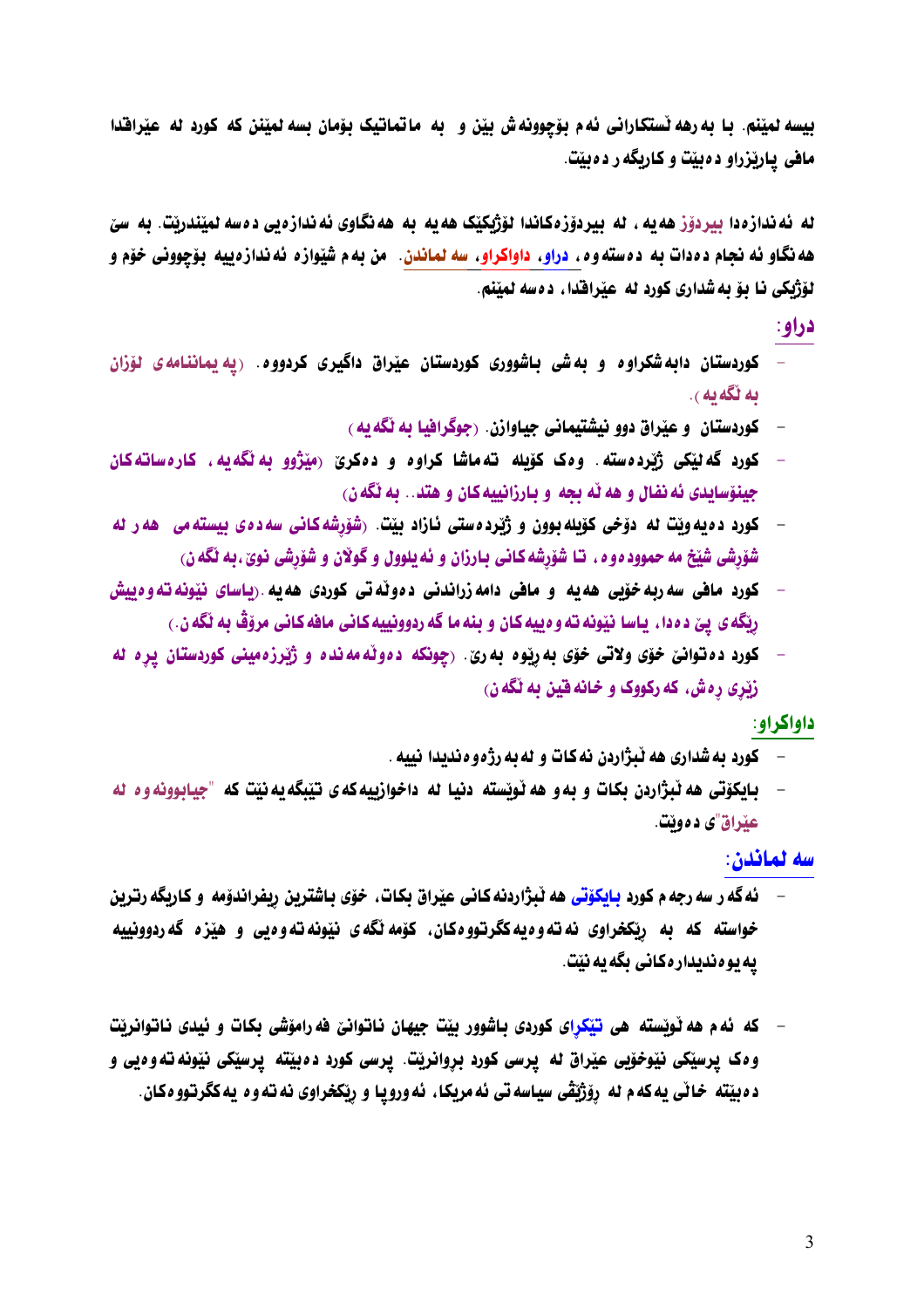بیسە لمێنم. یا بەرهەڵستکارانی ئەم بۆچوونەش بێن و بە ماتماتیک بۆمان بسەلمێنن کە کورد لە عێراقدا مافی پارێزراو دەبێت و کاریگەر دەبێت.

لە ئەندازەدا **بیردۆز** هەیە، لە بیردۆزەکاندا لۆژیکێک هەیە بە هەنگاوی ئەندازەیی دەسەلمێندرێت. بە سێ هەنگاو ئەنجام دەدات بە دەستەوە، **دراو، داواکراو، سەلماندن**. من بەم شێوازە ئەندازەییە بۆچوونی خۆم و لۆژیکی نا بۆ بەشداری کورد لە عێراقدا، دەسەلمێنم.

## دراو:

- کوردستان دابەشکراوە و بەشی باشووری کوردستان عێراق داگیری کردووە. (پەیماننامەی لۆزان بەڵگەیە).
- کوردستان و عێراق دوو نیشتیمانی جیاوازن. (جوگرافیا بەڵگەیە)
- کورد گەلێکی ژێردەستە. وەک کۆیلە تەماشا کراوە و دەکرێ (مێژوو بەڵگەیە، کارەساتەکان جینۆسایدی ئەنفال و هەڵەبجە و بارزانییەکان و هتد.. بەڵگەن)
- کورد دەیەوێت لە دۆخی کۆیلەبوون و ژێردەستی ئازاد بێت. (شۆڕشەکانی سەدەی بیستەمی هەر لە شۆڕشی شێخ مەحموودەوە، تا شۆڕشەکانی بارزان و ئەیلوول و گوڵان و شۆڕشی نوێ، بەڵگەن)
- کورد مافی سەربەخۆیی هەیە و مافی دامەزراندنی دەوڵەتی کوردی هەیە. (یاسای نێونەتەوەییش ڕێگەی پێ دەدا، یاسا نێونەتەوەییەکان و بنەما گەردوونییەکانی مافەکانی مرۆڤ بەڵگەن.)
- کورد دەتوانێ خۆی ولاتی خۆی بەڕێوە بەرێ. (چونکە دەوڵەمەندە و ژێرزەمینی کوردستان پڕە لە زێڕی ڕەش، کەرکووک و خانەقین بەڵگەن)

## داواکراو:

- کورد بەشداری هەڵبژاردن نەکات و لە بەڕێوەبردنیدا نییە.
- بایکۆتی هەڵبژاردن بکات و بەوە هەڵوێستە دنیا لە داخوازییەکەی تێبگەیەنێت کە "جیابوونەوە لە عێراق"ی دەوێت.

## سەلماندن:

- ئەگەر سەرجەم کورد **بایکۆتی** هەڵبژاردنەکانی عێراق بکات، خۆی باشترین ڕیفراندۆمە و کاریگەرترین خواستە کە بە ڕێکخراوی نەتەوەیەکگرتووەکان، کۆمەڵگەی نێونەتەوەیی و هێزە گەردوونییە پەیوەندیدارەکانی بگەیەنێت.

- کە ئەم هەڵوێستە هی **تێکڕای** کوردی باشوور بێت جیهان ناتوانێ فەرامۆشی بکات و ئیدی ناتوانرێت وەک پرسێکی نێوخۆیی عێراق لە پرسی کورد بڕوانرێت. پرسی کورد دەبێتە پرسێکی نێونەتەوەیی و دەبێتە خاڵی یەکەم لە ڕۆژنی سیاسەتی ئەمریکا، ئەوروپا و ڕێکخراوی نەتەوە یەکگرتووەکان.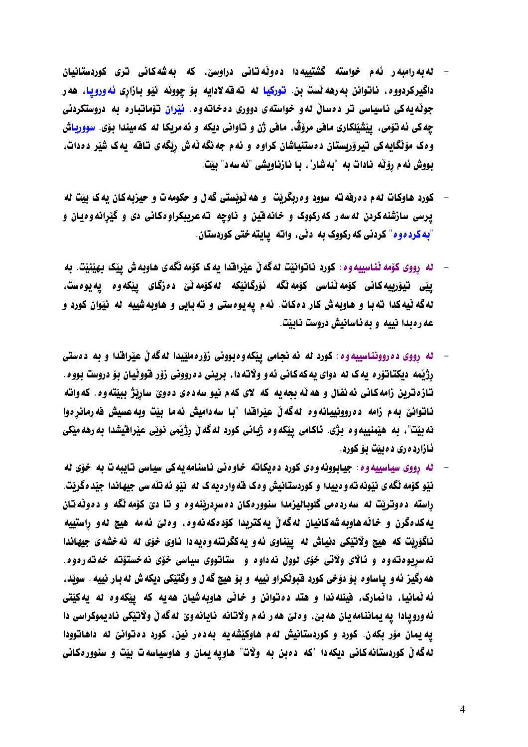- لەبەرامبەر ئەم خواستە گشتییەدا دەوڵەتانی دراوسێ، کە بەشەکانی تری کوردستانیان داگیرکردووە، ناتوانن بەرهەڵست بن. **تورکیا** لە تەقەلادایە بۆ چوونە نێو بازاڕی **ئەوروپا**، هەر جوڵەیەکی ناسیاسی تر دەساڵ لەو خواستەی دووری دەخاتەوە. **ئێران** تۆماتبارە بە دروستکردنی چەکی ئەتۆمی، پێشێلکاری مافی مرۆڤ، مافی ژن و تاوانی دیکە و ئەمریکا لە کەمیندا بۆی. **سووریا**ش وەک مۆڵگایەکی تیرۆریستان دەستنیاشان کراوە و ئەم جەنگە ئەش ڕێگەی تاقە یەک شێر دەدات، بووش ئەم ڕۆڵە نادات بە "بەشار"، با نازناویشی "ئەسەد" بێت.

- کورد هاوکات لەم دەرفەتە سوود وەربگرێت و هەڵوێستی گەل و حکومەت و حیزبەکان یەک بێت لە پرسی سازشنەکردن لەسەر کەرکووک و خانەقین و ناوچە تەعریبکراوەکانی دی و گێڕانەوەیان و "**بەکردەوە**" کردنی کەرکووک بە دڵی، واتە پایتەختی کوردستان.

- **لە ڕووی کۆمەڵناسییەوە**: کورد ناتوانێت لەگەڵ عێراقدا یەک کۆمەڵگەی هاوبەش پێک بهێنێت. بە پێی تیۆرییەکانی کۆمەڵناسی کۆمەڵگە ئۆرگانێکە لەکۆمەڵێ دەزگای پێکەوە پەیوەست، لەگەڵیەکدا تەبا و هاوبەش کار دەکات. ئەم پەیوەستی و تەبایی و هاوبەشییە لە نێوان کورد و عەرەبدا نییە و بەئاسانیش دروست نابێت.

- **لە ڕووی دەروونناسییەوە**: کورد لە ئەنجامی پێکەوەبوونی زۆرەملێیدا لەگەڵ عێراقدا و بەدەستی ڕژێمە دیکتاتۆرە یەک لە دوای یەکەکانی ئەو وڵاتەدا، برینی دەروونی زۆر قووڵیان بۆ دروست بووە. تازەترین زامەکانی ئەنفال و هەڵەبجەیە کە لای کەم نیو سەدەی دەوێ سارێژ ببێتەوە. کەواتە ناتوانێ بەم زامە دەروونییانەوە لەگەڵ عێراقدا "با سەدامیش نەما بێت وبەعسیش فەرمانڕەوا نەبێت"، بە هێمنییەوە بژی. ئاکامی پێکەوە ژیانی کورد لەگەڵ ڕژێمی نوێی عێراقیشدا بەرهەمێکی ئازاردەری دەبێت بۆ کورد.

- **لە ڕووی سیاسییەوە**: جیابوونەوەی کورد دەیکاتە خاوەنی ناسنامەیەکی سیاسی تایبەت بە خۆی لە نێو کۆمەڵگەی نێونەتەوەییدا و کوردستانیش وەک قەوارەیەک لە نێو ئەتڵەسی جیهاندا جێدەگرێت. ڕاستە دەوترێت لە سەردەمی گلوبالیزمدا سنوورەکان دەسڕدرێنەوە و تا دێ کۆمەڵگە و دەوڵەتان یەکدەگرن و خاڵە هاوبەشەکانیان لەگەڵ یەکتریدا کۆدەکەنەوە، وەلێ ئەمە هیچ لەو ڕاستییە ناگۆڕێت کە هیچ وڵاتێک دنیاش لە پێناوی ئەو یەکگرتنەوەیەدا ناوی خۆی لە نەخشەی جیهاندا نەسڕیوەتەوە و ئاڵای وڵاتی خۆی لوول نەداوە و ستاتووی سیاسی خۆی نەخستۆتە خەتەرەوە. هەرگیز ئەو پاساوە بۆ دۆخی کورد قبوڵکراو نییە و بۆ هیچ گەل و وگەتێکی دیکەش لەبار نییە. سوێد، ئەڵمانیا، دانمارک، فینلەندا و هتد دەتوانن و خاڵی هاوبەشیان هەیە کە پێکەوە لە یەکێتی ئەوروپادا پەیمانامەیان هەبێ، وەلێ هەر ئەم وڵاتانە نایانەوێ لەگەڵ وڵاتێکی نادیموکراسی دا پەیمان مۆر بکەن. کورد و کوردستانیش لەم هاوکێشەیە بەدەر نین، کورد دەتوانێ لە داهاتوودا لەگەڵ کوردستانەکانی دیکەدا "کە دەبن بە وڵات" هاوپەیمان و هاوسیاسەت بێت و سنوورەکانی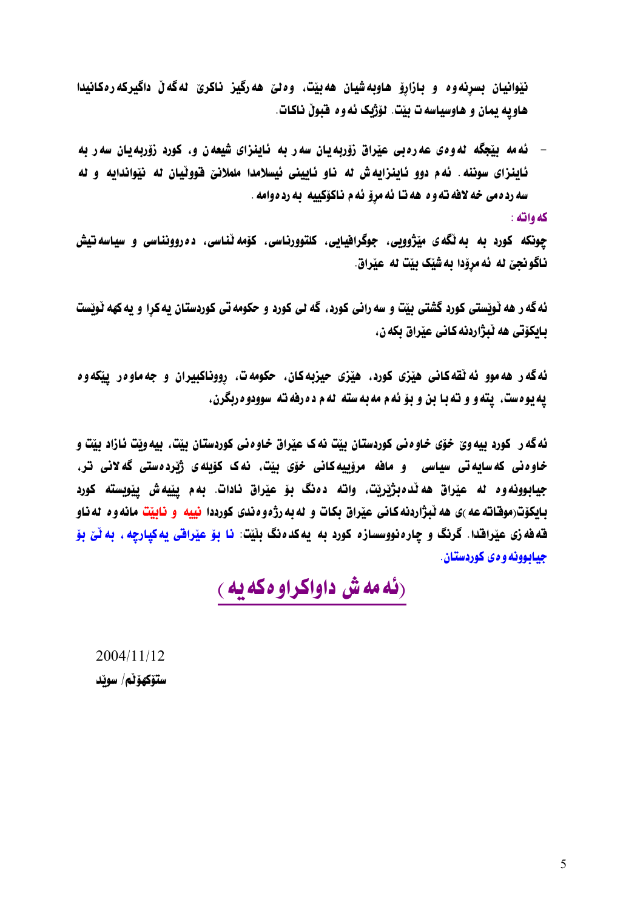**نێوانیان بسڕنەوە و بازاڕۆ هاوبەشیان هەبێت، وەلێ هەرگیز ناکرێ لەگەڵ داگیرکەرەکانیدا هاوپەیمان و هاوسیاسەت بێت. لۆژیک ئەوە قبوڵ ناکات.**

- **ئەمە بێجگە لەوەی عەرەبی عێراق زۆربەیان سەر بە ئاینزای شیعەن و، کورد زۆربەیان سەر بە ئاینزای سوننە. ئەم دوو ئاینزایەش لە ناو ئایینی ئیسلامدا ملمڵانێ قووڵیان لە نێوانداپە و لە سەرەمی خەلافەتەوە هەتا ئەمڕۆ ئەم ناکۆکییە بەردەوامە.**

**کەواتە:**

**چونکە کورد بە بەڵگەی مێژوویی، جوگرافیایی، کلتووریاسی، کۆمەڵناسی، دەروونناسی و سیاسەتیش ناگونجێ لە ئەمرۆدا بەشێک بێت لە عێراق.**

**ئەگەر هەڵوێستی کورد گشتی بێت و سەرانی کورد، گەلی کورد و حکومەتی کوردستان یەکڕا و یەکهەڵوێست بایکۆتی هەڵبژاردنەکانی عێراق بکەن،**

**ئەگەر هەموو ئەڵقەکانی هێزی کورد، هێزی حیزبەکان، حکومەت، رووناکبیران و جەماوەر پێکەوە پەیوەست، پتەو و تەبا بن و بۆ ئەم مەبەستە لەم دەرفەتە سوودوەربگرن،**

**ئەگەر کورد بیەوێ خۆی خاوەنی کوردستان بێت نەک عێراق خاوەنی کوردستان بێت، بیەوێت ئازاد بێت و خاوەنی کەسایەتی سیاسی و مافە مرۆییەکانی خۆی بێت، نەک کۆیلەی ژێردەستی گەلانی تر، جیابوونەوە لە عێراق هەڵدەبژێرێت، واتە دەنگ بۆ عێراق نادات. بەم پێیەش پێویستە کورد بایکۆت(موقاتەعە)ی هەڵبژاردنەکانی عێراق بکات و لەبەرژەوەندی کورددا نییە و نابێت مانەوە لەناو قەفەزی عێراقدا. گرنگ و چارەنووسسازە کورد بە یەکدەنگ بڵێت: نا بۆ عێراقی یەکپارچە، بەڵێ بۆ جیابوونەوەی کوردستان.**

## (ئەمەش داواکراوەکەیە)

2004/11/12

**ستۆکهۆڵم/ سوێد**